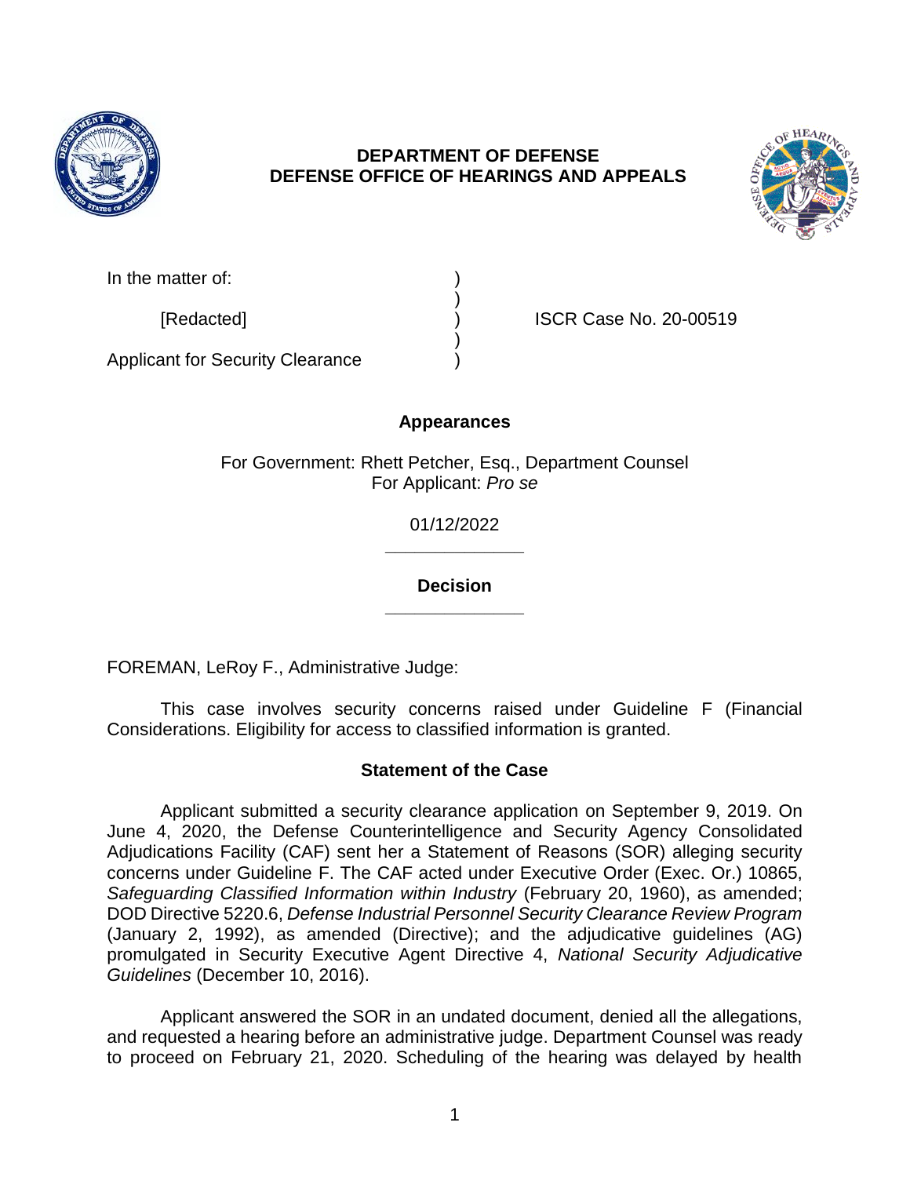# DEPARTMENT OF DEFENSE
# DEFENSE OFFICE OF HEARINGS AND APPEALS

| | | |
|---|---|---|
| In the matter of: | ) | |
| | ) | |
| [Redacted] | ) | ISCR Case No. 20-00519 |
| | ) | |
| Applicant for Security Clearance | ) | |

## Appearances

For Government: Rhett Petcher, Esq., Department Counsel
For Applicant: *Pro se*

01/12/2022

______________

## Decision

______________

FOREMAN, LeRoy F., Administrative Judge:

This case involves security concerns raised under Guideline F (Financial Considerations. Eligibility for access to classified information is granted.

## Statement of the Case

Applicant submitted a security clearance application on September 9, 2019. On June 4, 2020, the Defense Counterintelligence and Security Agency Consolidated Adjudications Facility (CAF) sent her a Statement of Reasons (SOR) alleging security concerns under Guideline F. The CAF acted under Executive Order (Exec. Or.) 10865, *Safeguarding Classified Information within Industry* (February 20, 1960), as amended; DOD Directive 5220.6, *Defense Industrial Personnel Security Clearance Review Program* (January 2, 1992), as amended (Directive); and the adjudicative guidelines (AG) promulgated in Security Executive Agent Directive 4, *National Security Adjudicative Guidelines* (December 10, 2016).

Applicant answered the SOR in an undated document, denied all the allegations, and requested a hearing before an administrative judge. Department Counsel was ready to proceed on February 21, 2020. Scheduling of the hearing was delayed by health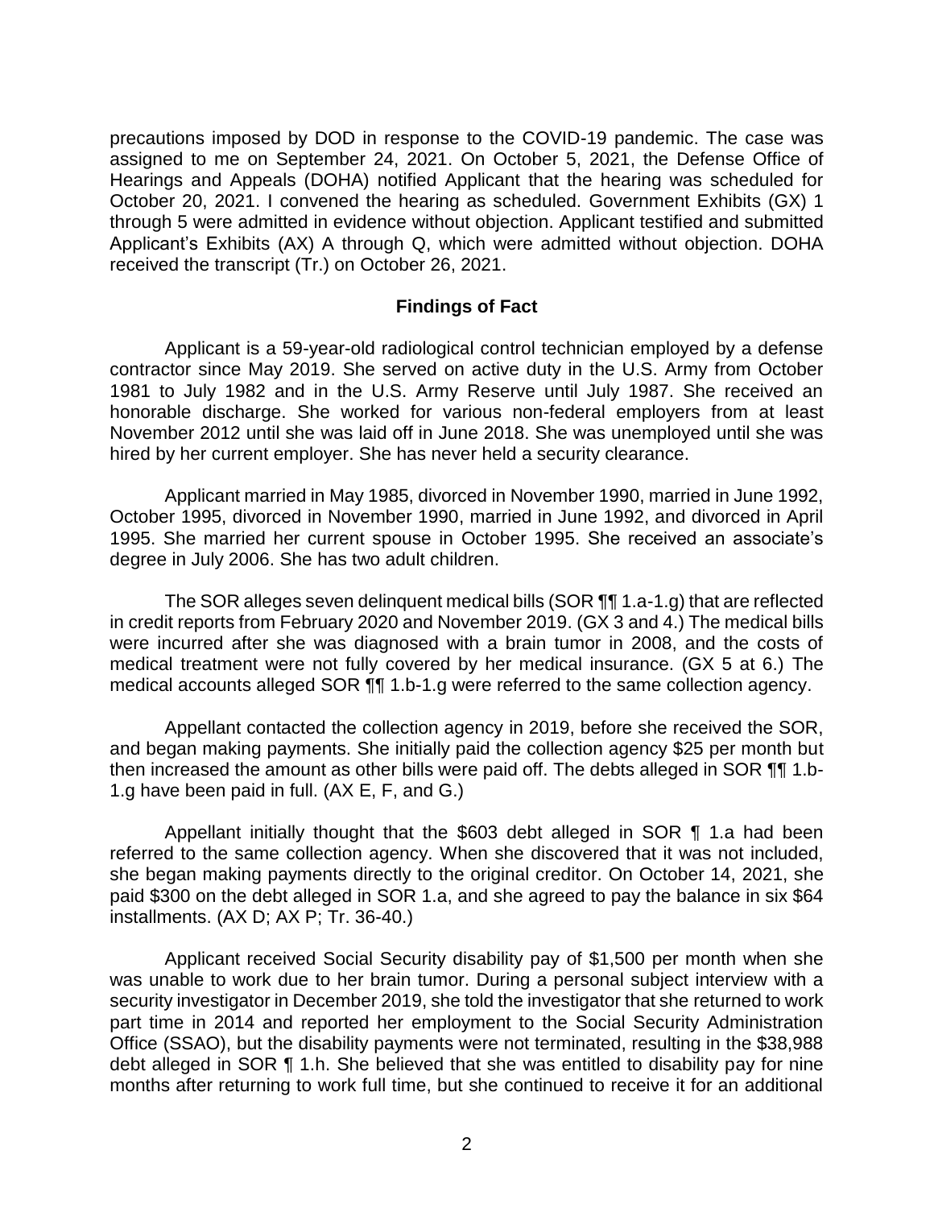precautions imposed by DOD in response to the COVID-19 pandemic. The case was assigned to me on September 24, 2021. On October 5, 2021, the Defense Office of Hearings and Appeals (DOHA) notified Applicant that the hearing was scheduled for October 20, 2021. I convened the hearing as scheduled. Government Exhibits (GX) 1 through 5 were admitted in evidence without objection. Applicant testified and submitted Applicant's Exhibits (AX) A through Q, which were admitted without objection. DOHA received the transcript (Tr.) on October 26, 2021.

## Findings of Fact

Applicant is a 59-year-old radiological control technician employed by a defense contractor since May 2019. She served on active duty in the U.S. Army from October 1981 to July 1982 and in the U.S. Army Reserve until July 1987. She received an honorable discharge. She worked for various non-federal employers from at least November 2012 until she was laid off in June 2018. She was unemployed until she was hired by her current employer. She has never held a security clearance.

Applicant married in May 1985, divorced in November 1990, married in June 1992, October 1995, divorced in November 1990, married in June 1992, and divorced in April 1995. She married her current spouse in October 1995. She received an associate's degree in July 2006. She has two adult children.

The SOR alleges seven delinquent medical bills (SOR ¶¶ 1.a-1.g) that are reflected in credit reports from February 2020 and November 2019. (GX 3 and 4.) The medical bills were incurred after she was diagnosed with a brain tumor in 2008, and the costs of medical treatment were not fully covered by her medical insurance. (GX 5 at 6.) The medical accounts alleged SOR ¶¶ 1.b-1.g were referred to the same collection agency.

Appellant contacted the collection agency in 2019, before she received the SOR, and began making payments. She initially paid the collection agency $25 per month but then increased the amount as other bills were paid off. The debts alleged in SOR ¶¶ 1.b-1.g have been paid in full. (AX E, F, and G.)

Appellant initially thought that the $603 debt alleged in SOR ¶ 1.a had been referred to the same collection agency. When she discovered that it was not included, she began making payments directly to the original creditor. On October 14, 2021, she paid $300 on the debt alleged in SOR 1.a, and she agreed to pay the balance in six $64 installments. (AX D; AX P; Tr. 36-40.)

Applicant received Social Security disability pay of $1,500 per month when she was unable to work due to her brain tumor. During a personal subject interview with a security investigator in December 2019, she told the investigator that she returned to work part time in 2014 and reported her employment to the Social Security Administration Office (SSAO), but the disability payments were not terminated, resulting in the $38,988 debt alleged in SOR ¶ 1.h. She believed that she was entitled to disability pay for nine months after returning to work full time, but she continued to receive it for an additional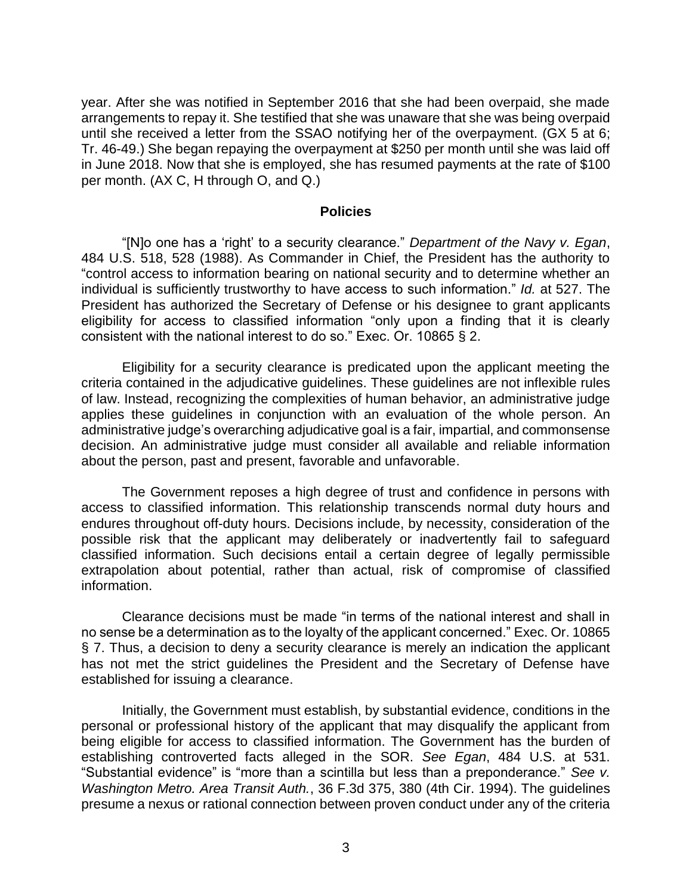year. After she was notified in September 2016 that she had been overpaid, she made arrangements to repay it. She testified that she was unaware that she was being overpaid until she received a letter from the SSAO notifying her of the overpayment. (GX 5 at 6; Tr. 46-49.) She began repaying the overpayment at $250 per month until she was laid off in June 2018. Now that she is employed, she has resumed payments at the rate of $100 per month. (AX C, H through O, and Q.)

## Policies

"[N]o one has a 'right' to a security clearance." *Department of the Navy v. Egan*, 484 U.S. 518, 528 (1988). As Commander in Chief, the President has the authority to "control access to information bearing on national security and to determine whether an individual is sufficiently trustworthy to have access to such information." *Id.* at 527. The President has authorized the Secretary of Defense or his designee to grant applicants eligibility for access to classified information "only upon a finding that it is clearly consistent with the national interest to do so." Exec. Or. 10865 § 2.

Eligibility for a security clearance is predicated upon the applicant meeting the criteria contained in the adjudicative guidelines. These guidelines are not inflexible rules of law. Instead, recognizing the complexities of human behavior, an administrative judge applies these guidelines in conjunction with an evaluation of the whole person. An administrative judge's overarching adjudicative goal is a fair, impartial, and commonsense decision. An administrative judge must consider all available and reliable information about the person, past and present, favorable and unfavorable.

The Government reposes a high degree of trust and confidence in persons with access to classified information. This relationship transcends normal duty hours and endures throughout off-duty hours. Decisions include, by necessity, consideration of the possible risk that the applicant may deliberately or inadvertently fail to safeguard classified information. Such decisions entail a certain degree of legally permissible extrapolation about potential, rather than actual, risk of compromise of classified information.

Clearance decisions must be made "in terms of the national interest and shall in no sense be a determination as to the loyalty of the applicant concerned." Exec. Or. 10865 § 7. Thus, a decision to deny a security clearance is merely an indication the applicant has not met the strict guidelines the President and the Secretary of Defense have established for issuing a clearance.

Initially, the Government must establish, by substantial evidence, conditions in the personal or professional history of the applicant that may disqualify the applicant from being eligible for access to classified information. The Government has the burden of establishing controverted facts alleged in the SOR. *See Egan*, 484 U.S. at 531. "Substantial evidence" is "more than a scintilla but less than a preponderance." *See v. Washington Metro. Area Transit Auth.*, 36 F.3d 375, 380 (4th Cir. 1994). The guidelines presume a nexus or rational connection between proven conduct under any of the criteria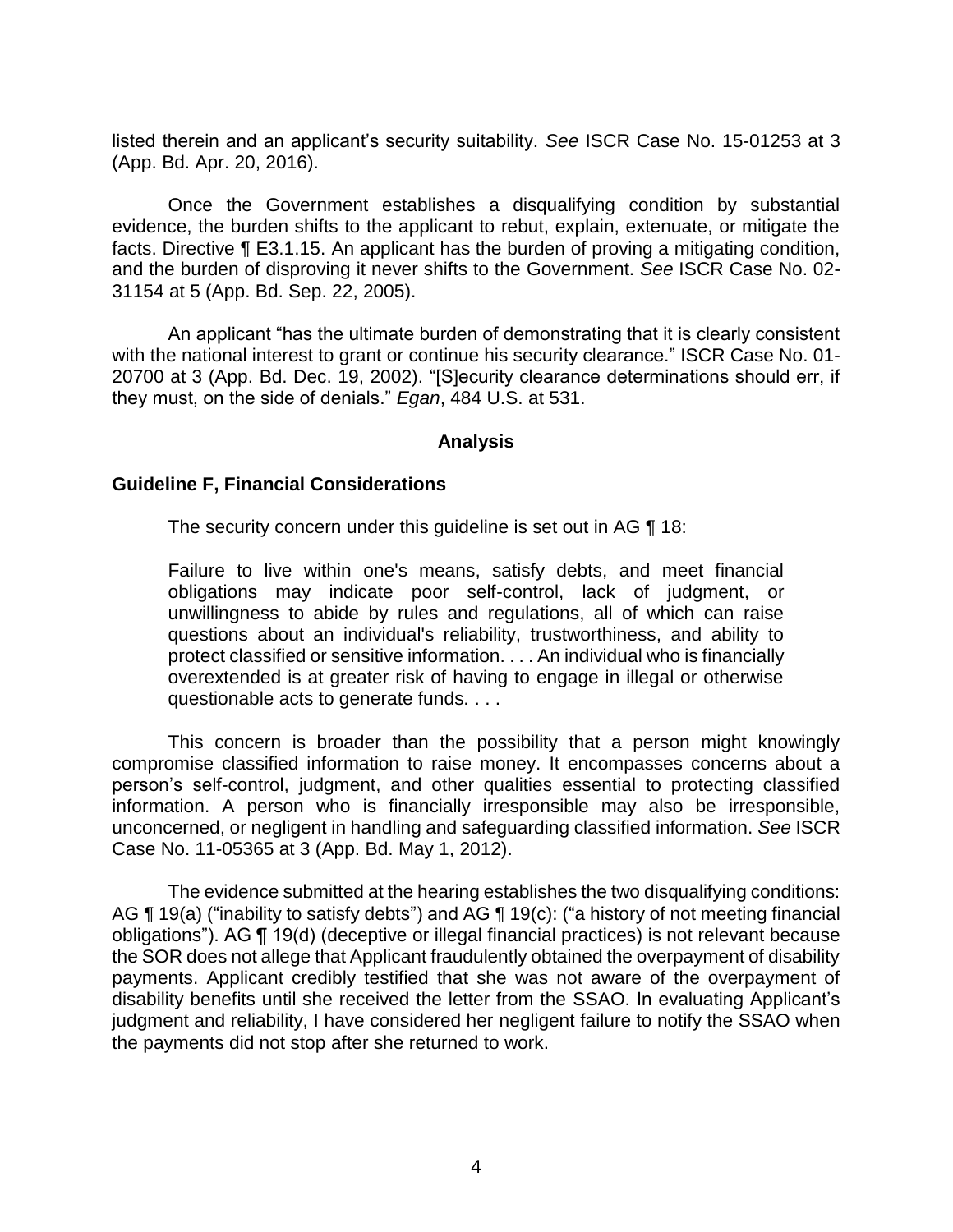listed therein and an applicant's security suitability. *See* ISCR Case No. 15-01253 at 3 (App. Bd. Apr. 20, 2016).

Once the Government establishes a disqualifying condition by substantial evidence, the burden shifts to the applicant to rebut, explain, extenuate, or mitigate the facts. Directive ¶ E3.1.15. An applicant has the burden of proving a mitigating condition, and the burden of disproving it never shifts to the Government. *See* ISCR Case No. 02-31154 at 5 (App. Bd. Sep. 22, 2005).

An applicant "has the ultimate burden of demonstrating that it is clearly consistent with the national interest to grant or continue his security clearance." ISCR Case No. 01-20700 at 3 (App. Bd. Dec. 19, 2002). "[S]ecurity clearance determinations should err, if they must, on the side of denials." *Egan*, 484 U.S. at 531.

## Analysis

### Guideline F, Financial Considerations

The security concern under this guideline is set out in AG ¶ 18:

> Failure to live within one's means, satisfy debts, and meet financial obligations may indicate poor self-control, lack of judgment, or unwillingness to abide by rules and regulations, all of which can raise questions about an individual's reliability, trustworthiness, and ability to protect classified or sensitive information. . . . An individual who is financially overextended is at greater risk of having to engage in illegal or otherwise questionable acts to generate funds. . . .

This concern is broader than the possibility that a person might knowingly compromise classified information to raise money. It encompasses concerns about a person's self-control, judgment, and other qualities essential to protecting classified information. A person who is financially irresponsible may also be irresponsible, unconcerned, or negligent in handling and safeguarding classified information. *See* ISCR Case No. 11-05365 at 3 (App. Bd. May 1, 2012).

The evidence submitted at the hearing establishes the two disqualifying conditions: AG ¶ 19(a) ("inability to satisfy debts") and AG ¶ 19(c): ("a history of not meeting financial obligations"). AG ¶ 19(d) (deceptive or illegal financial practices) is not relevant because the SOR does not allege that Applicant fraudulently obtained the overpayment of disability payments. Applicant credibly testified that she was not aware of the overpayment of disability benefits until she received the letter from the SSAO. In evaluating Applicant's judgment and reliability, I have considered her negligent failure to notify the SSAO when the payments did not stop after she returned to work.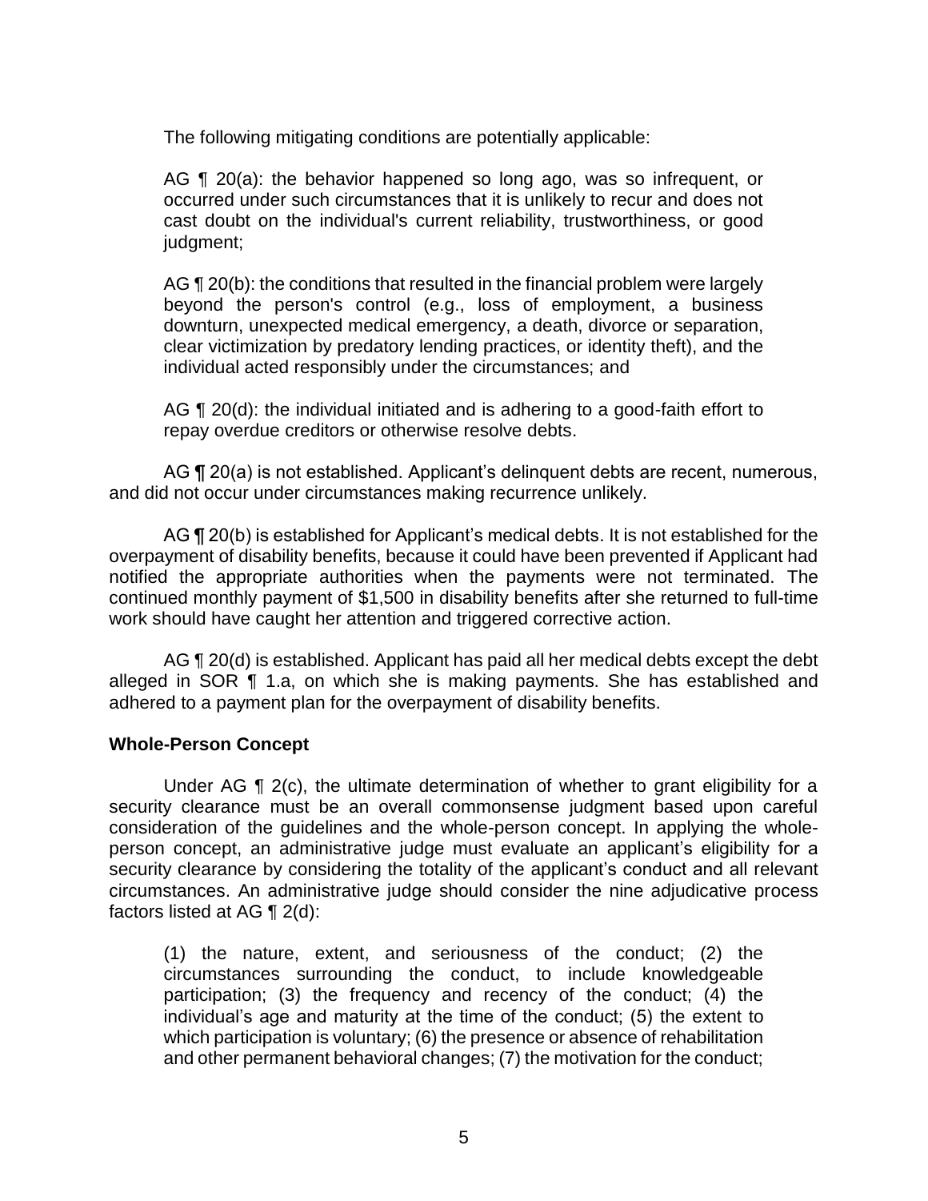The following mitigating conditions are potentially applicable:

> AG ¶ 20(a): the behavior happened so long ago, was so infrequent, or occurred under such circumstances that it is unlikely to recur and does not cast doubt on the individual's current reliability, trustworthiness, or good judgment;
>
> AG ¶ 20(b): the conditions that resulted in the financial problem were largely beyond the person's control (e.g., loss of employment, a business downturn, unexpected medical emergency, a death, divorce or separation, clear victimization by predatory lending practices, or identity theft), and the individual acted responsibly under the circumstances; and
>
> AG ¶ 20(d): the individual initiated and is adhering to a good-faith effort to repay overdue creditors or otherwise resolve debts.

AG ¶ 20(a) is not established. Applicant's delinquent debts are recent, numerous, and did not occur under circumstances making recurrence unlikely.

AG ¶ 20(b) is established for Applicant's medical debts. It is not established for the overpayment of disability benefits, because it could have been prevented if Applicant had notified the appropriate authorities when the payments were not terminated. The continued monthly payment of $1,500 in disability benefits after she returned to full-time work should have caught her attention and triggered corrective action.

AG ¶ 20(d) is established. Applicant has paid all her medical debts except the debt alleged in SOR ¶ 1.a, on which she is making payments. She has established and adhered to a payment plan for the overpayment of disability benefits.

**Whole-Person Concept**

Under AG ¶ 2(c), the ultimate determination of whether to grant eligibility for a security clearance must be an overall commonsense judgment based upon careful consideration of the guidelines and the whole-person concept. In applying the whole-person concept, an administrative judge must evaluate an applicant's eligibility for a security clearance by considering the totality of the applicant's conduct and all relevant circumstances. An administrative judge should consider the nine adjudicative process factors listed at AG ¶ 2(d):

> (1) the nature, extent, and seriousness of the conduct; (2) the circumstances surrounding the conduct, to include knowledgeable participation; (3) the frequency and recency of the conduct; (4) the individual's age and maturity at the time of the conduct; (5) the extent to which participation is voluntary; (6) the presence or absence of rehabilitation and other permanent behavioral changes; (7) the motivation for the conduct;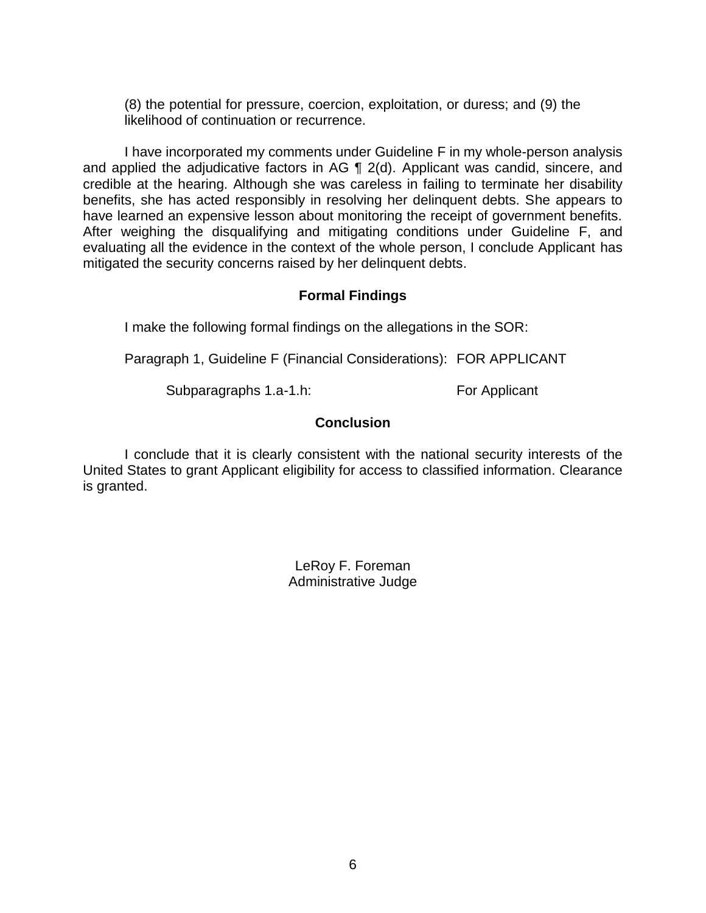(8) the potential for pressure, coercion, exploitation, or duress; and (9) the likelihood of continuation or recurrence.

I have incorporated my comments under Guideline F in my whole-person analysis and applied the adjudicative factors in AG ¶ 2(d). Applicant was candid, sincere, and credible at the hearing. Although she was careless in failing to terminate her disability benefits, she has acted responsibly in resolving her delinquent debts. She appears to have learned an expensive lesson about monitoring the receipt of government benefits. After weighing the disqualifying and mitigating conditions under Guideline F, and evaluating all the evidence in the context of the whole person, I conclude Applicant has mitigated the security concerns raised by her delinquent debts.

## Formal Findings

I make the following formal findings on the allegations in the SOR:

| | |
|---|---|
| Paragraph 1, Guideline F (Financial Considerations): | FOR APPLICANT |
| Subparagraphs 1.a-1.h: | For Applicant |

## Conclusion

I conclude that it is clearly consistent with the national security interests of the United States to grant Applicant eligibility for access to classified information. Clearance is granted.

LeRoy F. Foreman
Administrative Judge